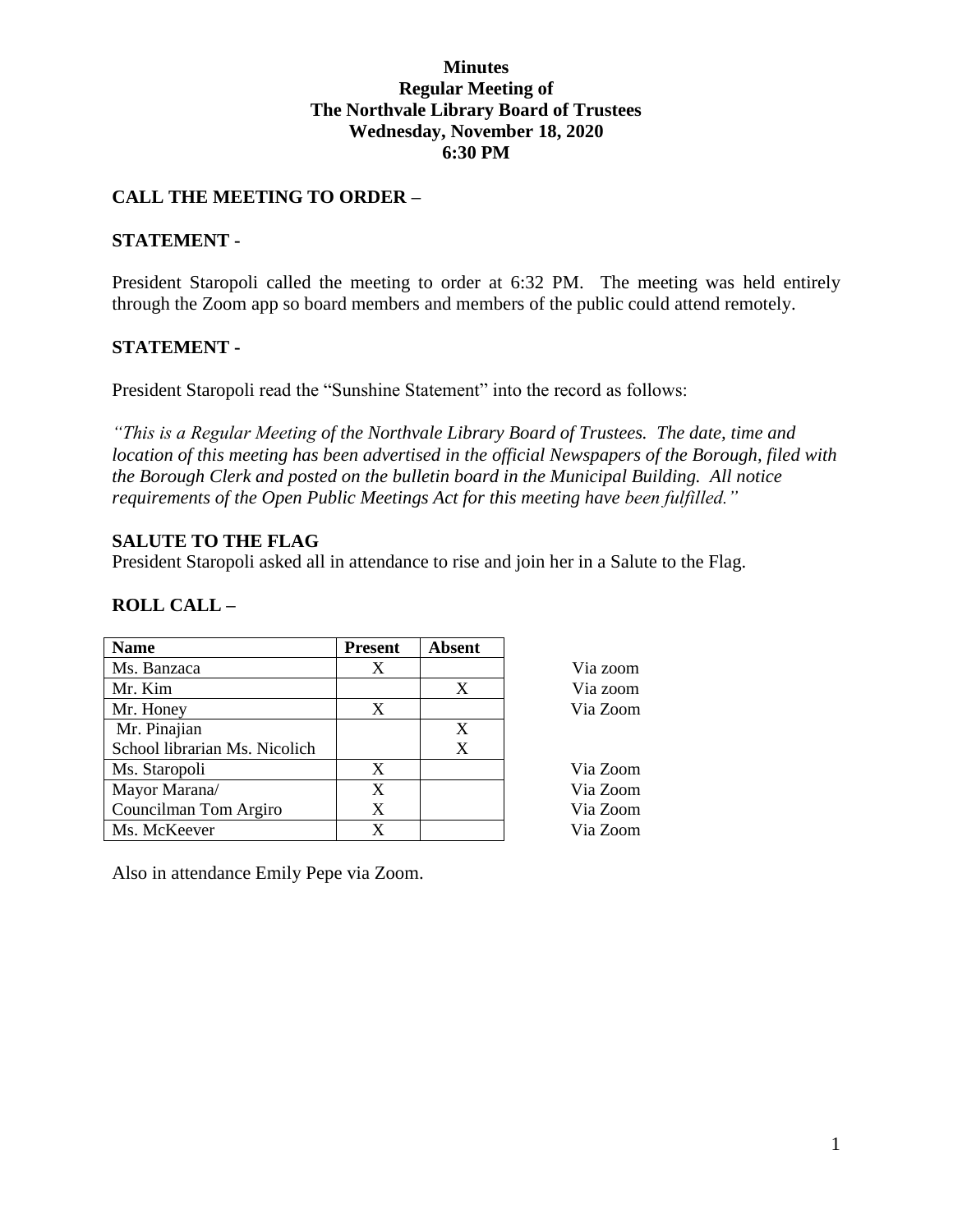**Minutes**
**Regular Meeting of**
**The Northvale Library Board of Trustees**
**Wednesday, November 18, 2020**
**6:30 PM**

## CALL THE MEETING TO ORDER –

## STATEMENT -

President Staropoli called the meeting to order at 6:32 PM. The meeting was held entirely through the Zoom app so board members and members of the public could attend remotely.

## STATEMENT -

President Staropoli read the "Sunshine Statement" into the record as follows:

*"This is a Regular Meeting of the Northvale Library Board of Trustees. The date, time and location of this meeting has been advertised in the official Newspapers of the Borough, filed with the Borough Clerk and posted on the bulletin board in the Municipal Building. All notice requirements of the Open Public Meetings Act for this meeting have been fulfilled."*

## SALUTE TO THE FLAG

President Staropoli asked all in attendance to rise and join her in a Salute to the Flag.

## ROLL CALL –

| Name | Present | Absent | |
|---|---|---|---|
| Ms. Banzaca | X | | Via zoom |
| Mr. Kim | | X | Via zoom |
| Mr. Honey | X | | Via Zoom |
| Mr. Pinajian | | X | |
| School librarian Ms. Nicolich | | X | |
| Ms. Staropoli | X | | Via Zoom |
| Mayor Marana/ | X | | Via Zoom |
| Councilman Tom Argiro | X | | Via Zoom |
| Ms. McKeever | X | | Via Zoom |

Also in attendance Emily Pepe via Zoom.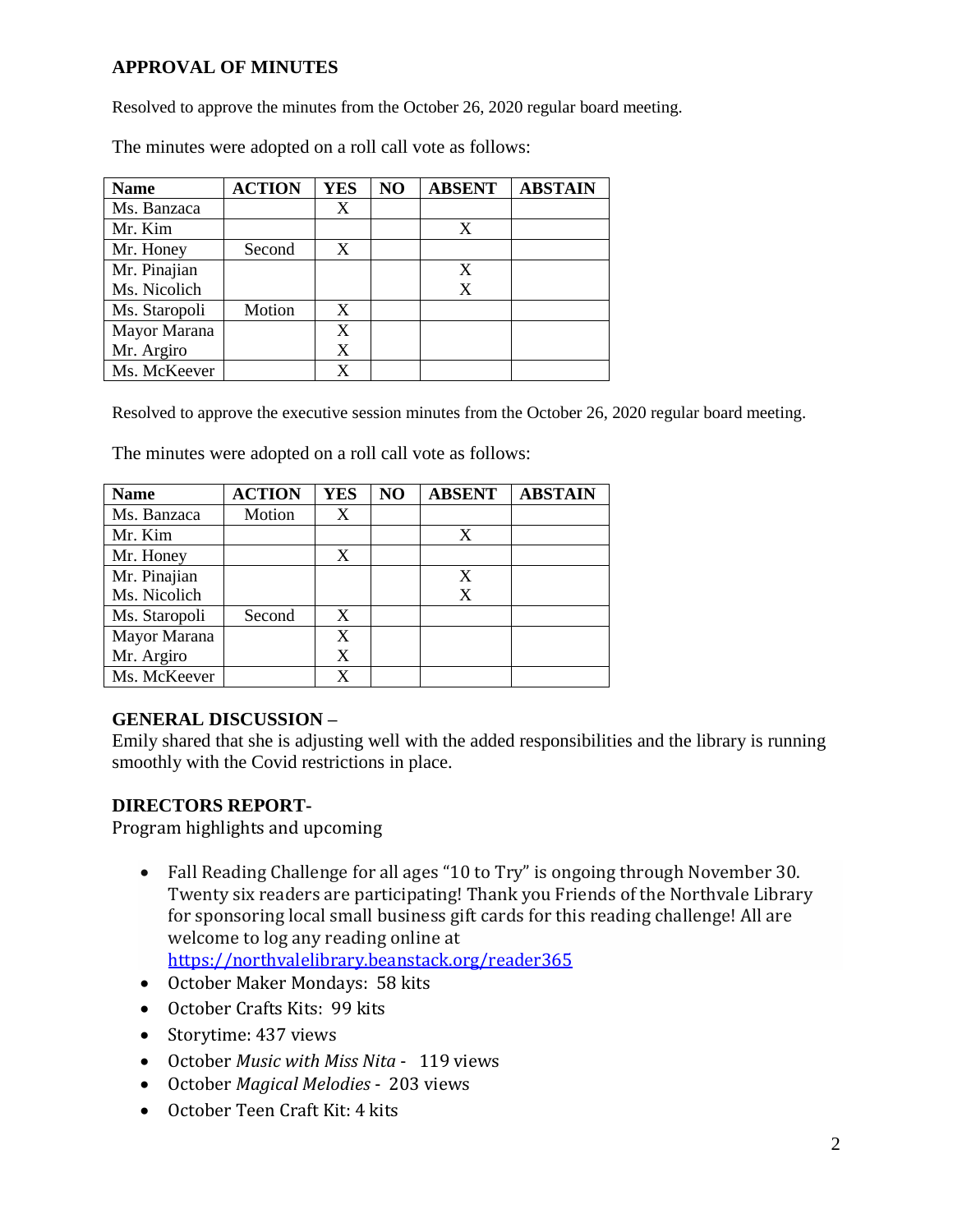## APPROVAL OF MINUTES

Resolved to approve the minutes from the October 26, 2020 regular board meeting.

The minutes were adopted on a roll call vote as follows:

| Name | ACTION | YES | NO | ABSENT | ABSTAIN |
|---|---|---|---|---|---|
| Ms. Banzaca | | X | | | |
| Mr. Kim | | | | X | |
| Mr. Honey | Second | X | | | |
| Mr. Pinajian | | | | X | |
| Ms. Nicolich | | | | X | |
| Ms. Staropoli | Motion | X | | | |
| Mayor Marana | | X | | | |
| Mr. Argiro | | X | | | |
| Ms. McKeever | | X | | | |

Resolved to approve the executive session minutes from the October 26, 2020 regular board meeting.

The minutes were adopted on a roll call vote as follows:

| Name | ACTION | YES | NO | ABSENT | ABSTAIN |
|---|---|---|---|---|---|
| Ms. Banzaca | Motion | X | | | |
| Mr. Kim | | | | X | |
| Mr. Honey | | X | | | |
| Mr. Pinajian | | | | X | |
| Ms. Nicolich | | | | X | |
| Ms. Staropoli | Second | X | | | |
| Mayor Marana | | X | | | |
| Mr. Argiro | | X | | | |
| Ms. McKeever | | X | | | |

## GENERAL DISCUSSION –

Emily shared that she is adjusting well with the added responsibilities and the library is running smoothly with the Covid restrictions in place.

## DIRECTORS REPORT-

Program highlights and upcoming

- Fall Reading Challenge for all ages "10 to Try" is ongoing through November 30. Twenty six readers are participating! Thank you Friends of the Northvale Library for sponsoring local small business gift cards for this reading challenge! All are welcome to log any reading online at https://northvalelibrary.beanstack.org/reader365
- October Maker Mondays: 58 kits
- October Crafts Kits: 99 kits
- Storytime: 437 views
- October *Music with Miss Nita* - 119 views
- October *Magical Melodies* - 203 views
- October Teen Craft Kit: 4 kits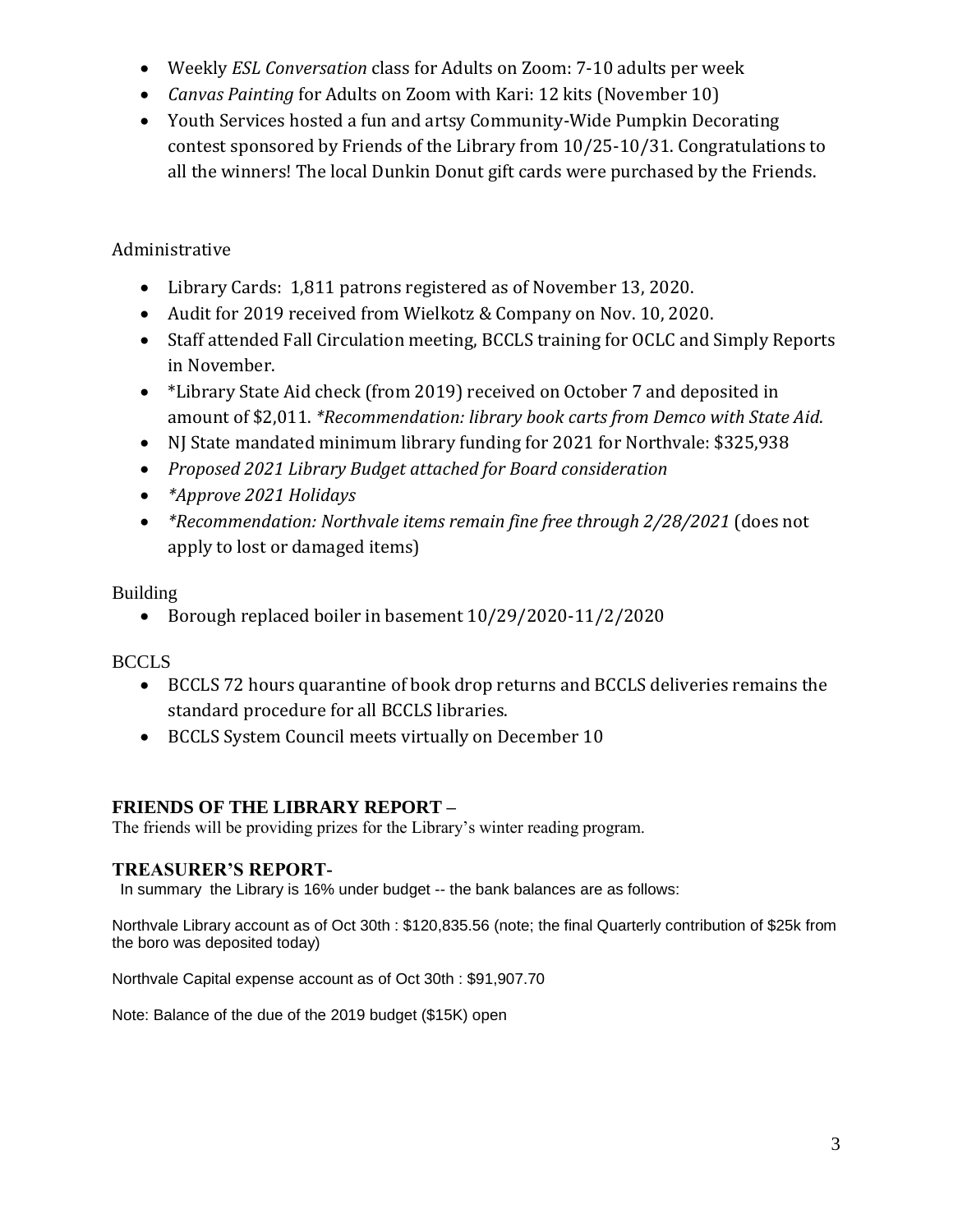- Weekly *ESL Conversation* class for Adults on Zoom: 7-10 adults per week
- *Canvas Painting* for Adults on Zoom with Kari: 12 kits (November 10)
- Youth Services hosted a fun and artsy Community-Wide Pumpkin Decorating contest sponsored by Friends of the Library from 10/25-10/31. Congratulations to all the winners! The local Dunkin Donut gift cards were purchased by the Friends.

Administrative

- Library Cards: 1,811 patrons registered as of November 13, 2020.
- Audit for 2019 received from Wielkotz & Company on Nov. 10, 2020.
- Staff attended Fall Circulation meeting, BCCLS training for OCLC and Simply Reports in November.
- *Library State Aid check (from 2019) received on October 7 and deposited in amount of $2,011. *\*Recommendation: library book carts from Demco with State Aid*.
- NJ State mandated minimum library funding for 2021 for Northvale: $325,938
- *Proposed 2021 Library Budget attached for Board consideration*
- *\*Approve 2021 Holidays*
- *\*Recommendation: Northvale items remain fine free through 2/28/2021* (does not apply to lost or damaged items)

Building

- Borough replaced boiler in basement 10/29/2020-11/2/2020

BCCLS

- BCCLS 72 hours quarantine of book drop returns and BCCLS deliveries remains the standard procedure for all BCCLS libraries.
- BCCLS System Council meets virtually on December 10

## FRIENDS OF THE LIBRARY REPORT –

The friends will be providing prizes for the Library's winter reading program.

## TREASURER'S REPORT-

In summary the Library is 16% under budget -- the bank balances are as follows:

Northvale Library account as of Oct 30th : $120,835.56 (note; the final Quarterly contribution of $25k from the boro was deposited today)

Northvale Capital expense account as of Oct 30th : $91,907.70

Note: Balance of the due of the 2019 budget ($15K) open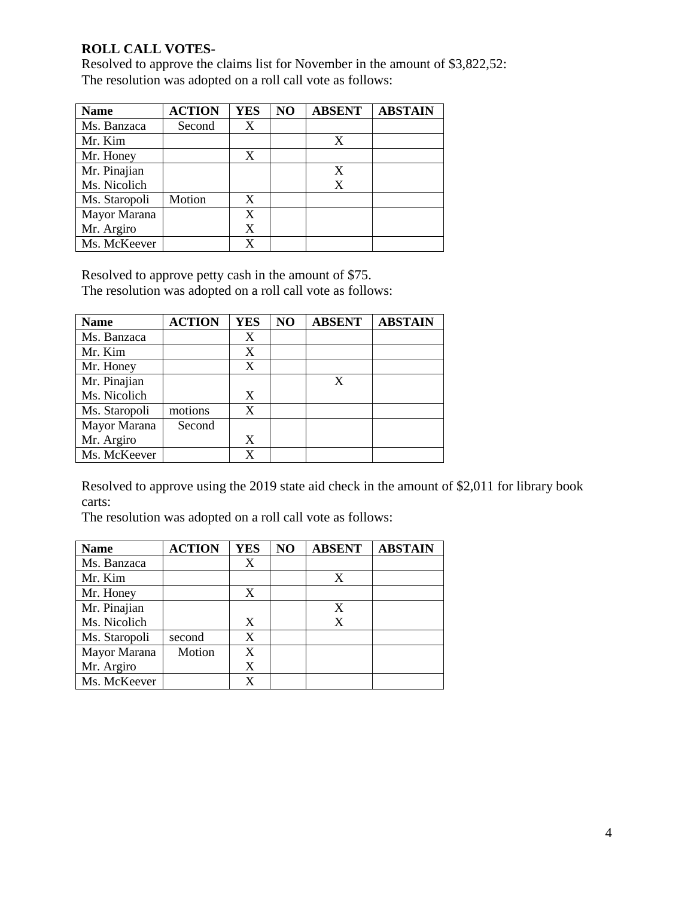**ROLL CALL VOTES-**

Resolved to approve the claims list for November in the amount of $3,822,52:
The resolution was adopted on a roll call vote as follows:

| Name | ACTION | YES | NO | ABSENT | ABSTAIN |
|---|---|---|---|---|---|
| Ms. Banzaca | Second | X | | | |
| Mr. Kim | | | | X | |
| Mr. Honey | | X | | | |
| Mr. Pinajian | | | | X | |
| Ms. Nicolich | | | | X | |
| Ms. Staropoli | Motion | X | | | |
| Mayor Marana | | X | | | |
| Mr. Argiro | | X | | | |
| Ms. McKeever | | X | | | |

Resolved to approve petty cash in the amount of $75.
The resolution was adopted on a roll call vote as follows:

| Name | ACTION | YES | NO | ABSENT | ABSTAIN |
|---|---|---|---|---|---|
| Ms. Banzaca | | X | | | |
| Mr. Kim | | X | | | |
| Mr. Honey | | X | | | |
| Mr. Pinajian | | | | X | |
| Ms. Nicolich | | X | | | |
| Ms. Staropoli | motions | X | | | |
| Mayor Marana | Second | | | | |
| Mr. Argiro | | X | | | |
| Ms. McKeever | | X | | | |

Resolved to approve using the 2019 state aid check in the amount of $2,011 for library book carts:
The resolution was adopted on a roll call vote as follows:

| Name | ACTION | YES | NO | ABSENT | ABSTAIN |
|---|---|---|---|---|---|
| Ms. Banzaca | | X | | | |
| Mr. Kim | | | | X | |
| Mr. Honey | | X | | | |
| Mr. Pinajian | | | | X | |
| Ms. Nicolich | | X | | X | |
| Ms. Staropoli | second | X | | | |
| Mayor Marana | Motion | X | | | |
| Mr. Argiro | | X | | | |
| Ms. McKeever | | X | | | |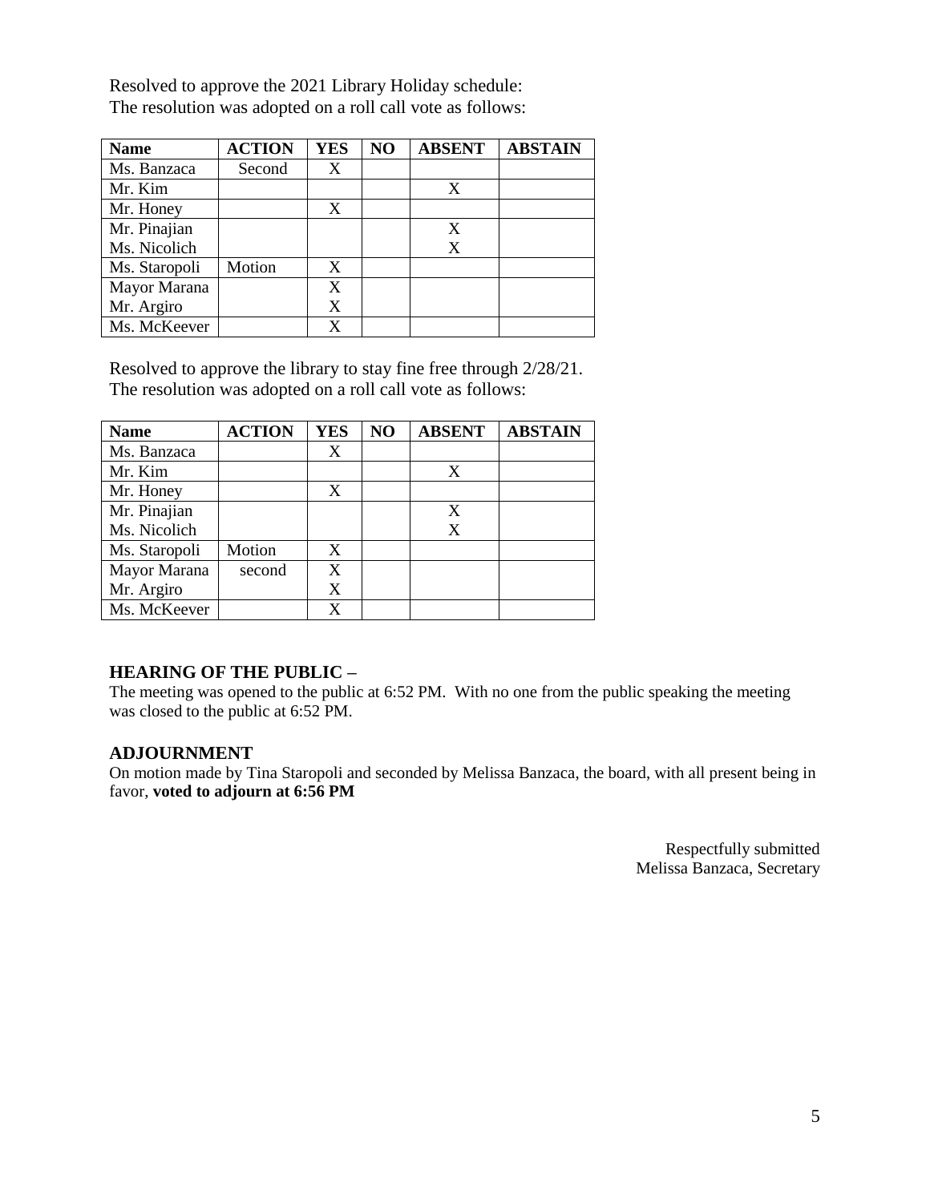Resolved to approve the 2021 Library Holiday schedule:
The resolution was adopted on a roll call vote as follows:

| Name | ACTION | YES | NO | ABSENT | ABSTAIN |
|---|---|---|---|---|---|
| Ms. Banzaca | Second | X | | | |
| Mr. Kim | | | | X | |
| Mr. Honey | | X | | | |
| Mr. Pinajian | | | | X | |
| Ms. Nicolich | | | | X | |
| Ms. Staropoli | Motion | X | | | |
| Mayor Marana | | X | | | |
| Mr. Argiro | | X | | | |
| Ms. McKeever | | X | | | |

Resolved to approve the library to stay fine free through 2/28/21.
The resolution was adopted on a roll call vote as follows:

| Name | ACTION | YES | NO | ABSENT | ABSTAIN |
|---|---|---|---|---|---|
| Ms. Banzaca | | X | | | |
| Mr. Kim | | | | X | |
| Mr. Honey | | X | | | |
| Mr. Pinajian | | | | X | |
| Ms. Nicolich | | | | X | |
| Ms. Staropoli | Motion | X | | | |
| Mayor Marana | second | X | | | |
| Mr. Argiro | | X | | | |
| Ms. McKeever | | X | | | |

## HEARING OF THE PUBLIC –

The meeting was opened to the public at 6:52 PM. With no one from the public speaking the meeting was closed to the public at 6:52 PM.

## ADJOURNMENT

On motion made by Tina Staropoli and seconded by Melissa Banzaca, the board, with all present being in favor, **voted to adjourn at 6:56 PM**

Respectfully submitted
Melissa Banzaca, Secretary